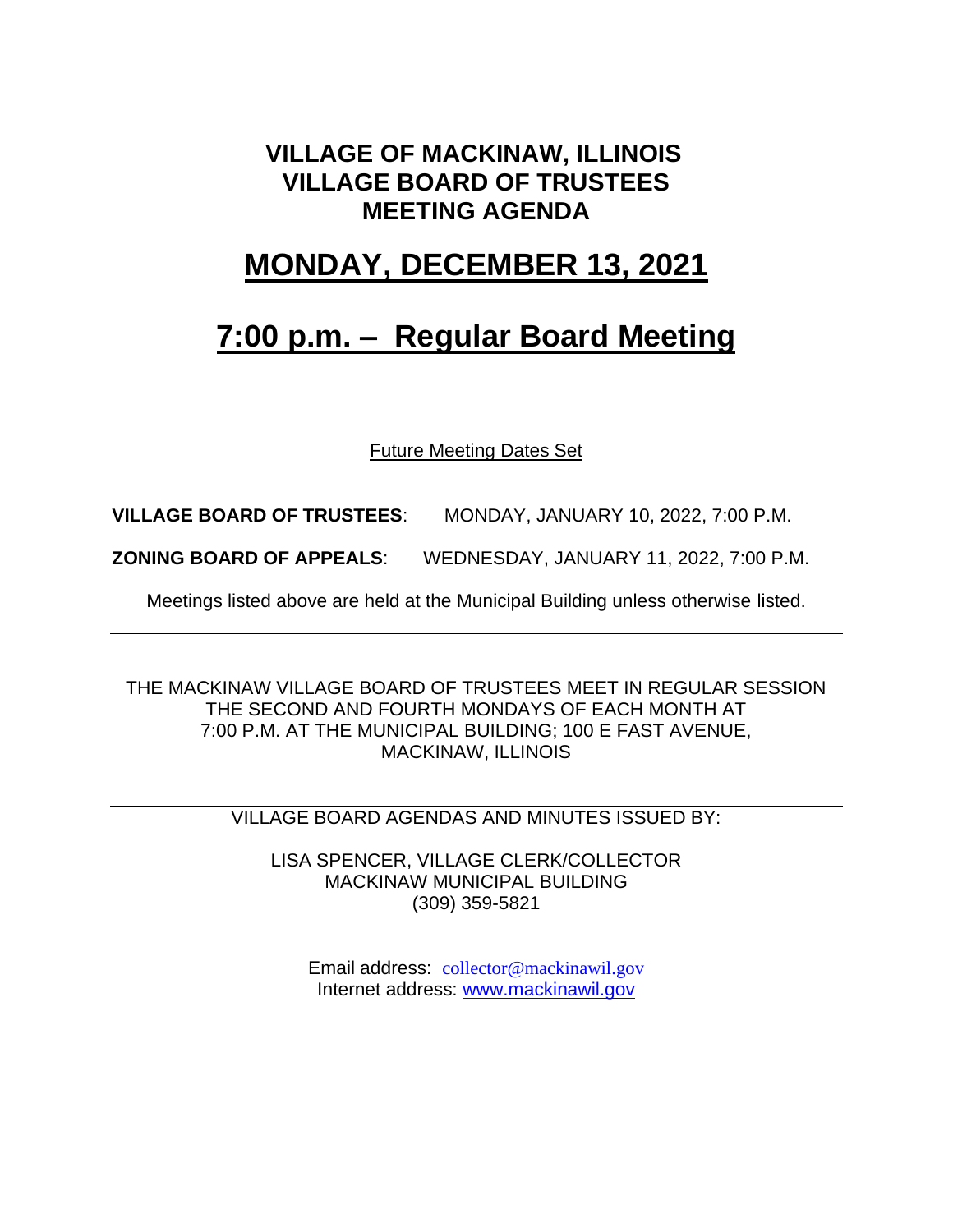# VILLAGE OF MACKINAW, ILLINOIS
# VILLAGE BOARD OF TRUSTEES
# MEETING AGENDA

# MONDAY, DECEMBER 13, 2021

# 7:00 p.m. – Regular Board Meeting

Future Meeting Dates Set

**VILLAGE BOARD OF TRUSTEES**: MONDAY, JANUARY 10, 2022, 7:00 P.M.

**ZONING BOARD OF APPEALS**: WEDNESDAY, JANUARY 11, 2022, 7:00 P.M.

Meetings listed above are held at the Municipal Building unless otherwise listed.

---

THE MACKINAW VILLAGE BOARD OF TRUSTEES MEET IN REGULAR SESSION THE SECOND AND FOURTH MONDAYS OF EACH MONTH AT 7:00 P.M. AT THE MUNICIPAL BUILDING; 100 E FAST AVENUE, MACKINAW, ILLINOIS

---

VILLAGE BOARD AGENDAS AND MINUTES ISSUED BY:

LISA SPENCER, VILLAGE CLERK/COLLECTOR
MACKINAW MUNICIPAL BUILDING
(309) 359-5821

Email address: collector@mackinawil.gov
Internet address: www.mackinawil.gov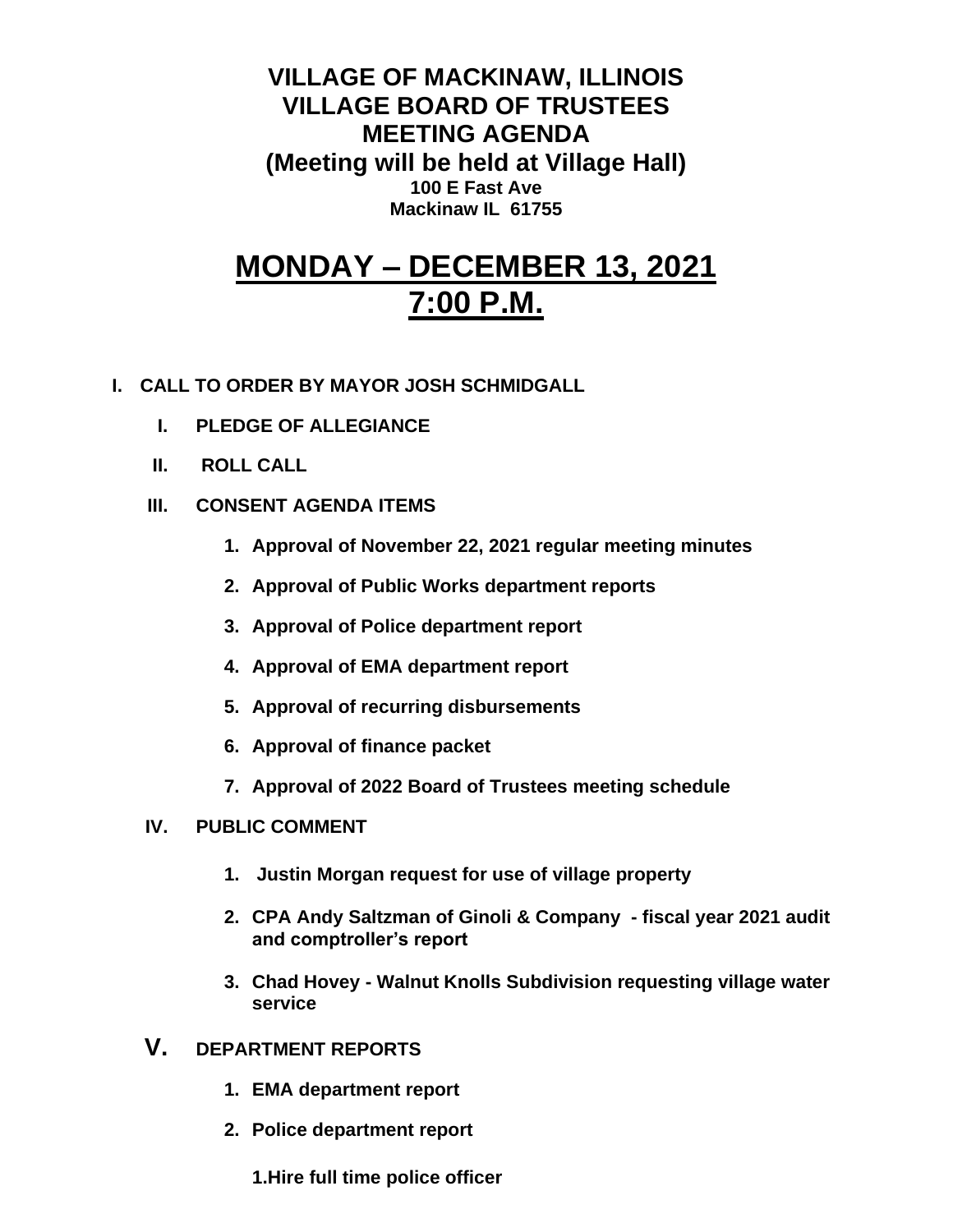# VILLAGE OF MACKINAW, ILLINOIS
# VILLAGE BOARD OF TRUSTEES
# MEETING AGENDA
## (Meeting will be held at Village Hall)
**100 E Fast Ave**
**Mackinaw IL 61755**

# MONDAY – DECEMBER 13, 2021
# 7:00 P.M.

**I. CALL TO ORDER BY MAYOR JOSH SCHMIDGALL**

- **I. PLEDGE OF ALLEGIANCE**
- **II. ROLL CALL**
- **III. CONSENT AGENDA ITEMS**
  1. **Approval of November 22, 2021 regular meeting minutes**
  2. **Approval of Public Works department reports**
  3. **Approval of Police department report**
  4. **Approval of EMA department report**
  5. **Approval of recurring disbursements**
  6. **Approval of finance packet**
  7. **Approval of 2022 Board of Trustees meeting schedule**
- **IV. PUBLIC COMMENT**
  1. **Justin Morgan request for use of village property**
  2. **CPA Andy Saltzman of Ginoli & Company - fiscal year 2021 audit and comptroller's report**
  3. **Chad Hovey - Walnut Knolls Subdivision requesting village water service**
- **V. DEPARTMENT REPORTS**
  1. **EMA department report**
  2. **Police department report**

     **1.Hire full time police officer**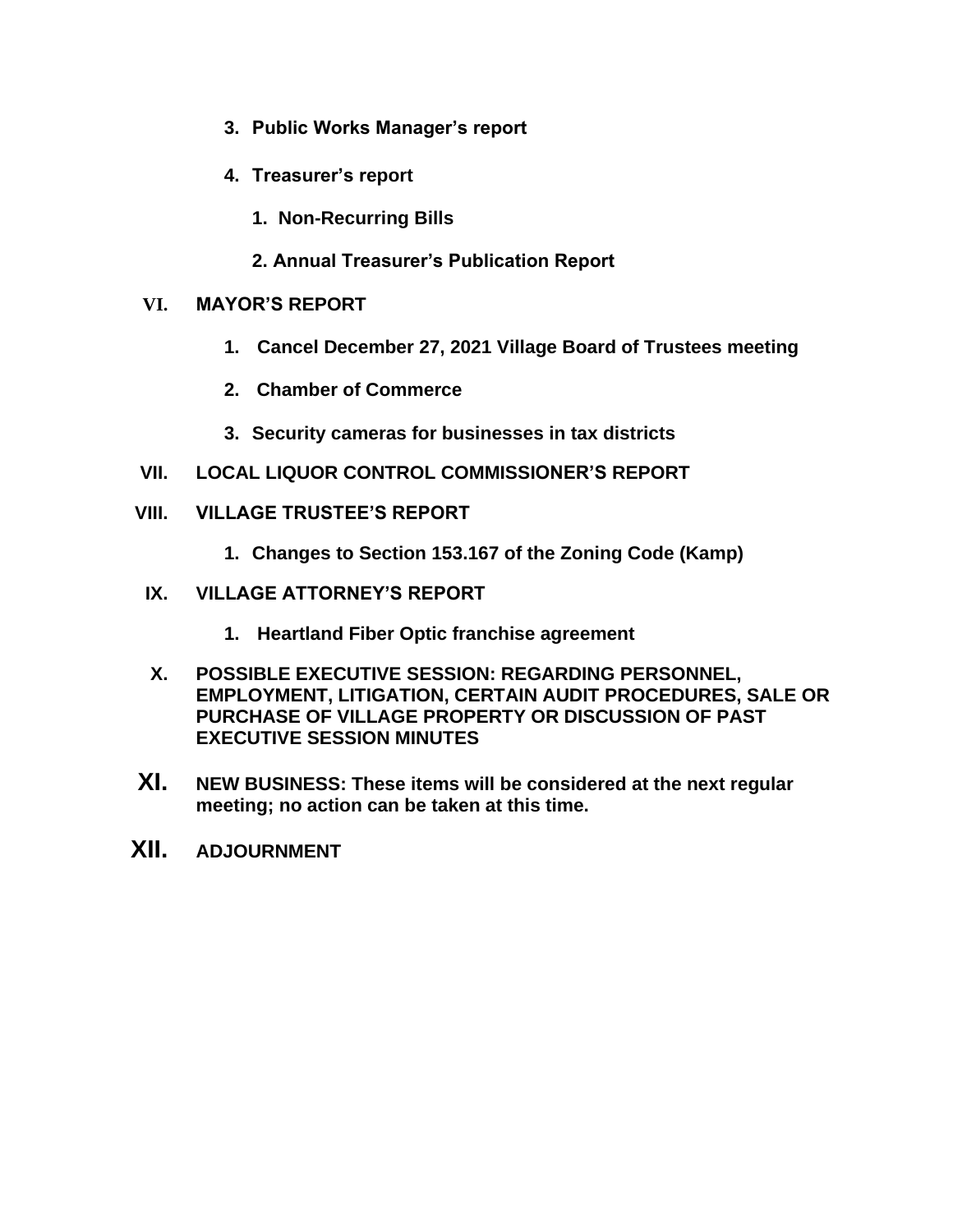3. **Public Works Manager's report**

4. **Treasurer's report**

    1. **Non-Recurring Bills**

    2. **Annual Treasurer's Publication Report**

**VI. MAYOR'S REPORT**

1. **Cancel December 27, 2021 Village Board of Trustees meeting**

2. **Chamber of Commerce**

3. **Security cameras for businesses in tax districts**

**VII. LOCAL LIQUOR CONTROL COMMISSIONER'S REPORT**

**VIII. VILLAGE TRUSTEE'S REPORT**

1. **Changes to Section 153.167 of the Zoning Code (Kamp)**

**IX. VILLAGE ATTORNEY'S REPORT**

1. **Heartland Fiber Optic franchise agreement**

**X. POSSIBLE EXECUTIVE SESSION: REGARDING PERSONNEL, EMPLOYMENT, LITIGATION, CERTAIN AUDIT PROCEDURES, SALE OR PURCHASE OF VILLAGE PROPERTY OR DISCUSSION OF PAST EXECUTIVE SESSION MINUTES**

**XI. NEW BUSINESS: These items will be considered at the next regular meeting; no action can be taken at this time.**

**XII. ADJOURNMENT**